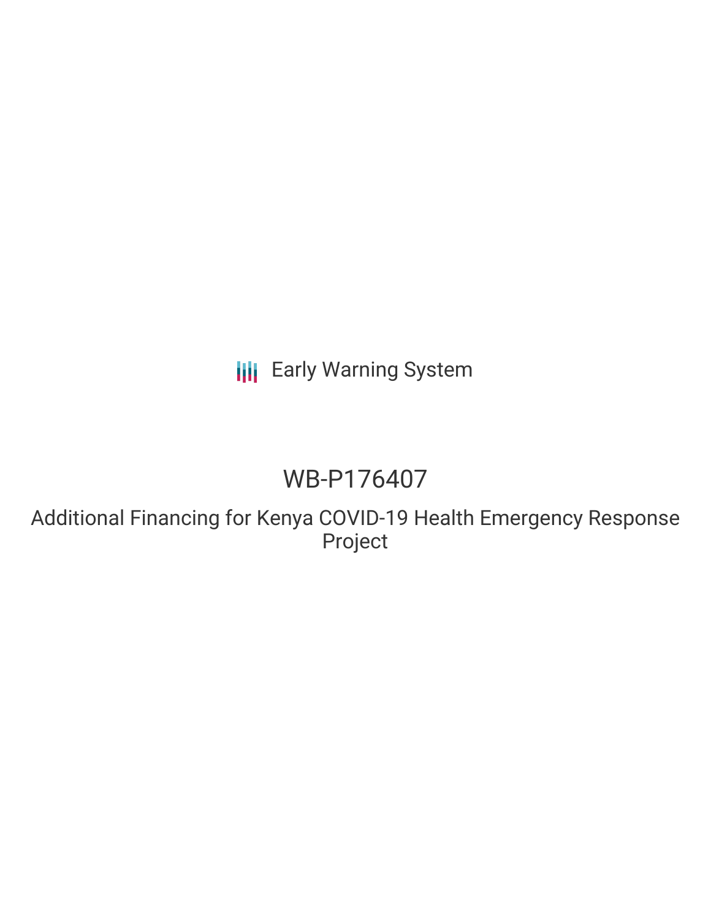Early Warning System

# WB-P176407

## Additional Financing for Kenya COVID-19 Health Emergency Response Project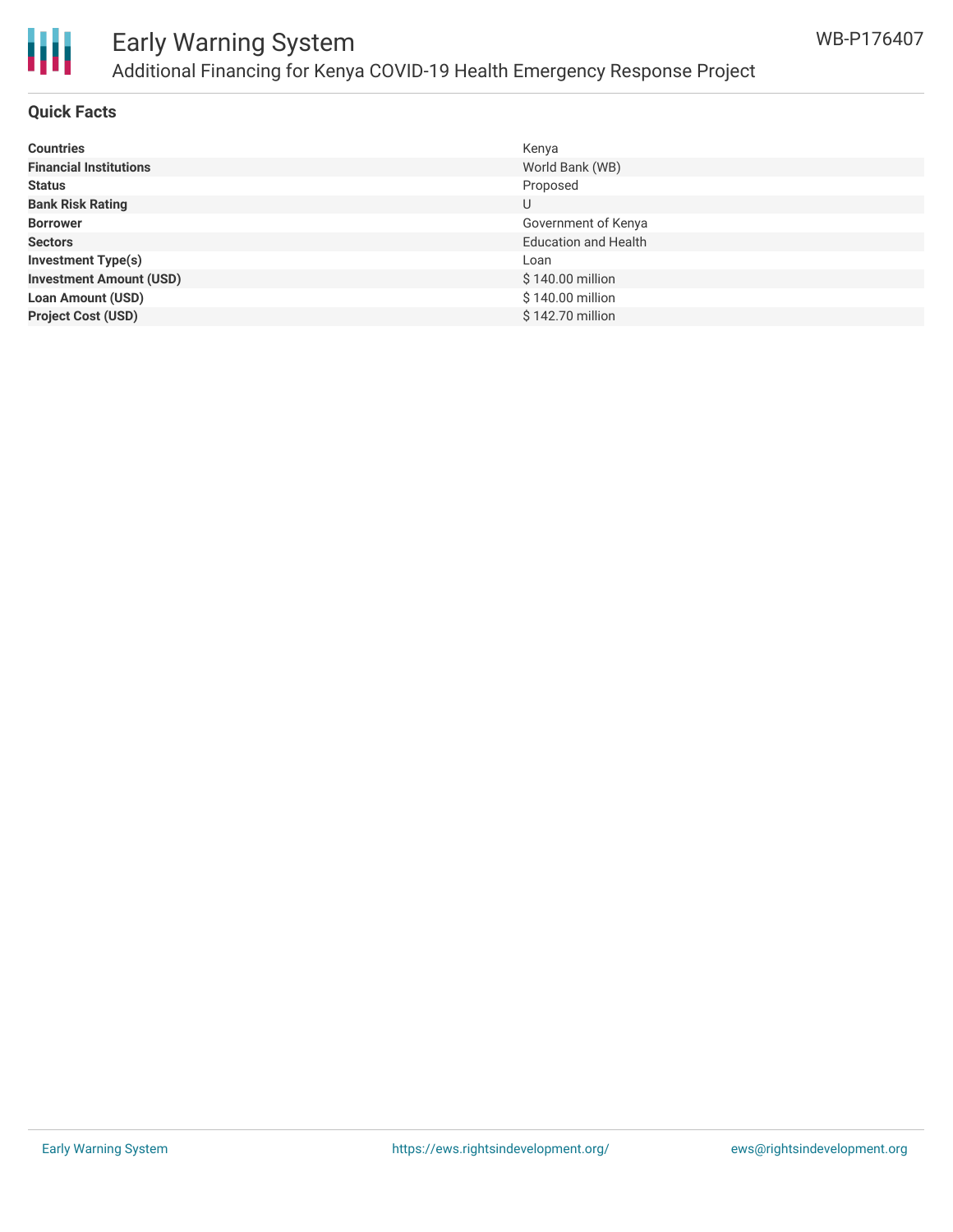## Quick Facts

| | |
|---|---|
| **Countries** | Kenya |
| **Financial Institutions** | World Bank (WB) |
| **Status** | Proposed |
| **Bank Risk Rating** | U |
| **Borrower** | Government of Kenya |
| **Sectors** | Education and Health |
| **Investment Type(s)** | Loan |
| **Investment Amount (USD)** | $ 140.00 million |
| **Loan Amount (USD)** | $ 140.00 million |
| **Project Cost (USD)** | $ 142.70 million |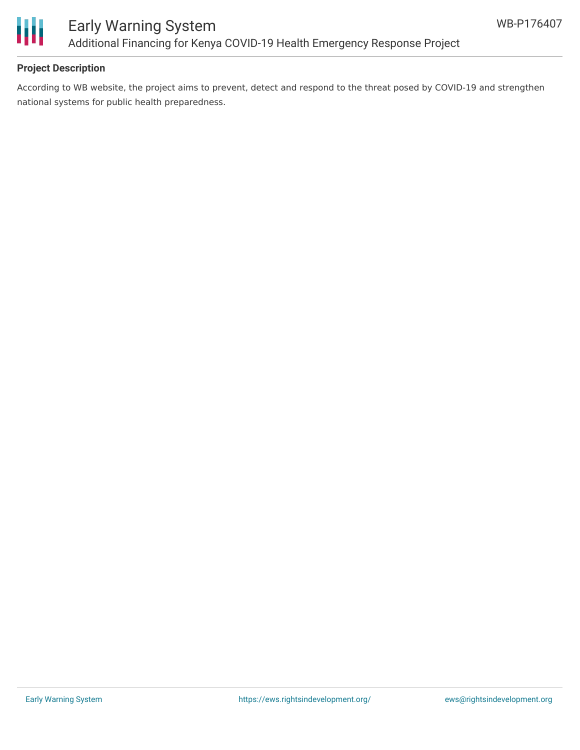## Project Description

According to WB website, the project aims to prevent, detect and respond to the threat posed by COVID-19 and strengthen national systems for public health preparedness.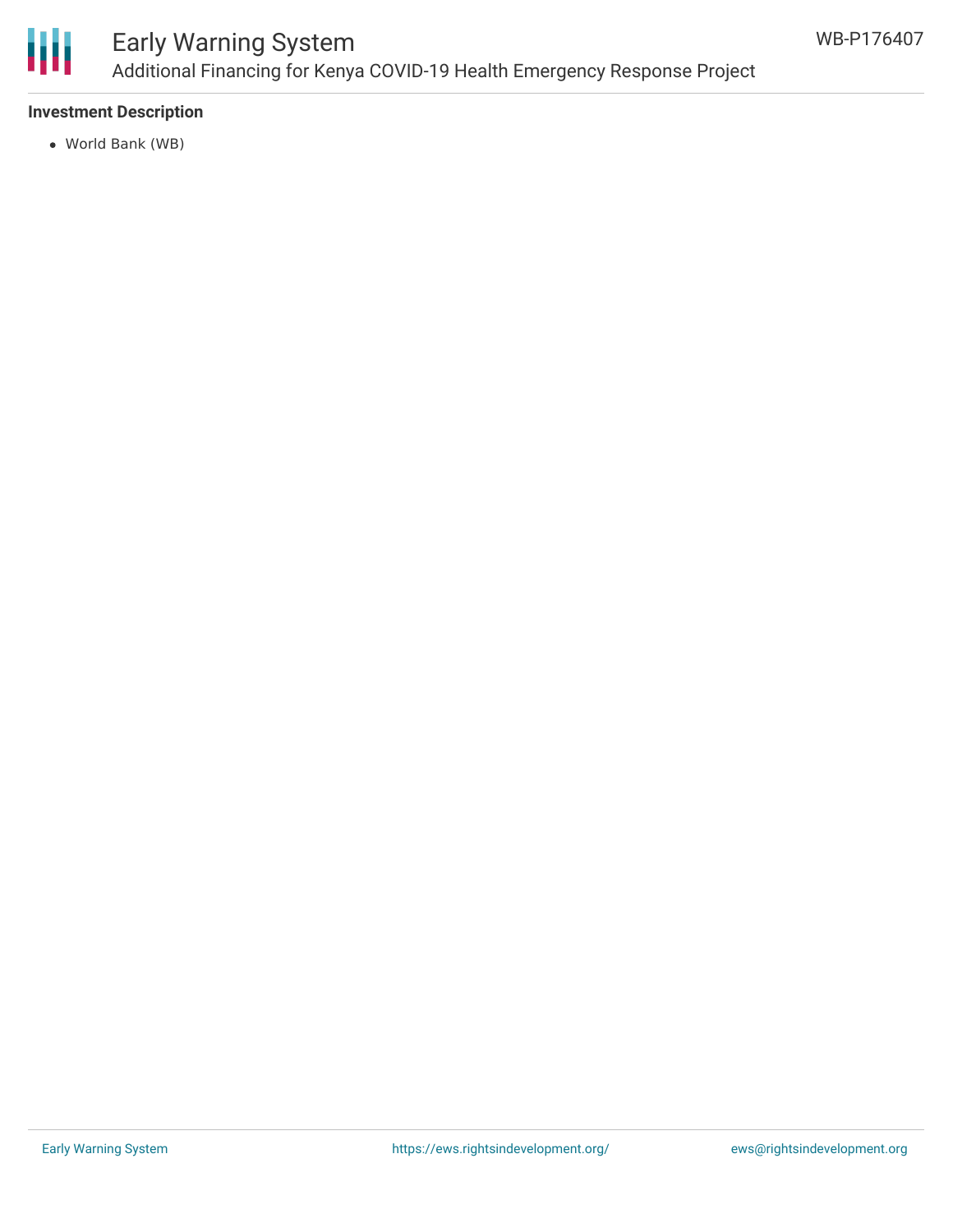**Investment Description**

- World Bank (WB)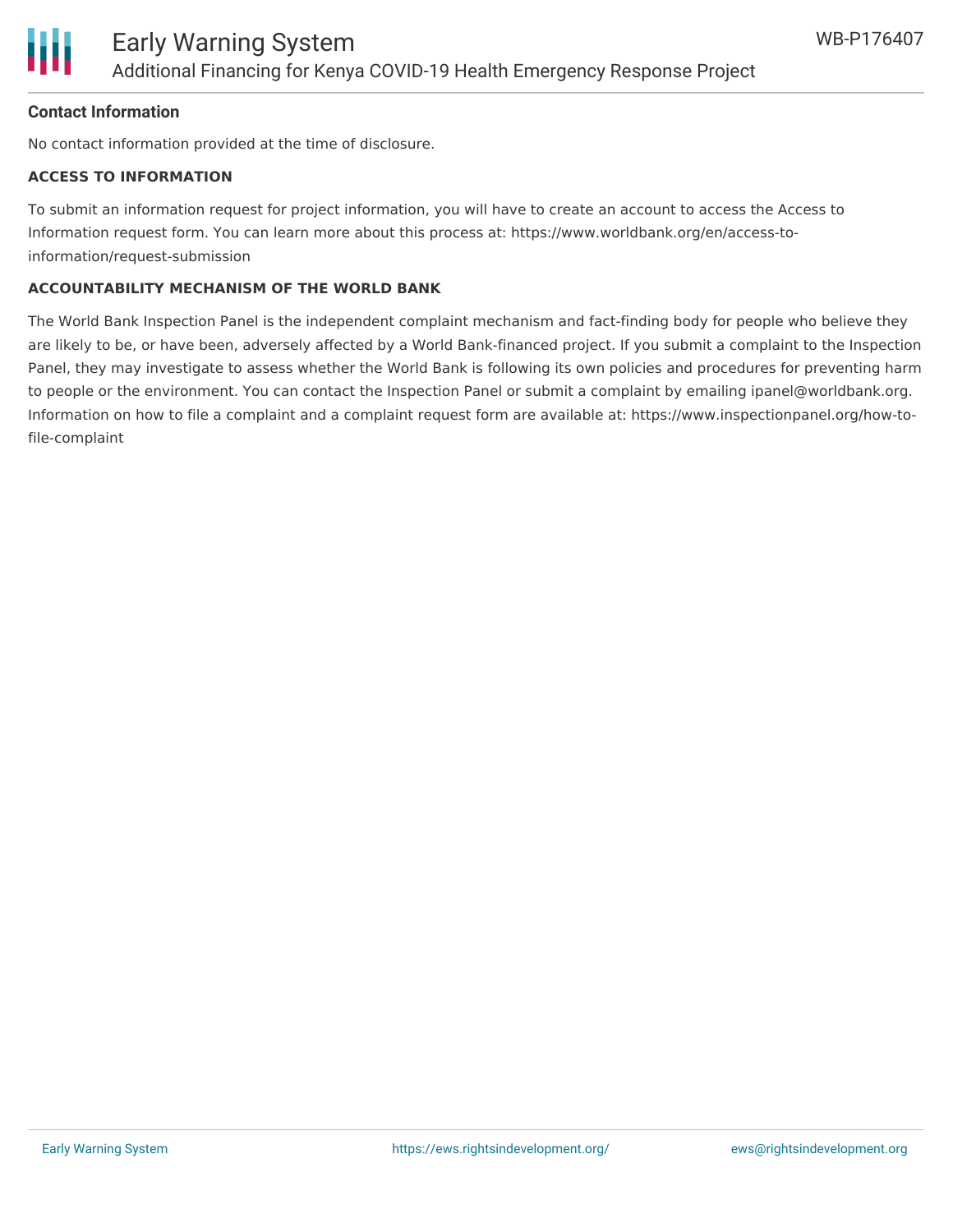**Contact Information**

No contact information provided at the time of disclosure.

**ACCESS TO INFORMATION**

To submit an information request for project information, you will have to create an account to access the Access to Information request form. You can learn more about this process at: https://www.worldbank.org/en/access-to-information/request-submission

**ACCOUNTABILITY MECHANISM OF THE WORLD BANK**

The World Bank Inspection Panel is the independent complaint mechanism and fact-finding body for people who believe they are likely to be, or have been, adversely affected by a World Bank-financed project. If you submit a complaint to the Inspection Panel, they may investigate to assess whether the World Bank is following its own policies and procedures for preventing harm to people or the environment. You can contact the Inspection Panel or submit a complaint by emailing ipanel@worldbank.org. Information on how to file a complaint and a complaint request form are available at: https://www.inspectionpanel.org/how-to-file-complaint